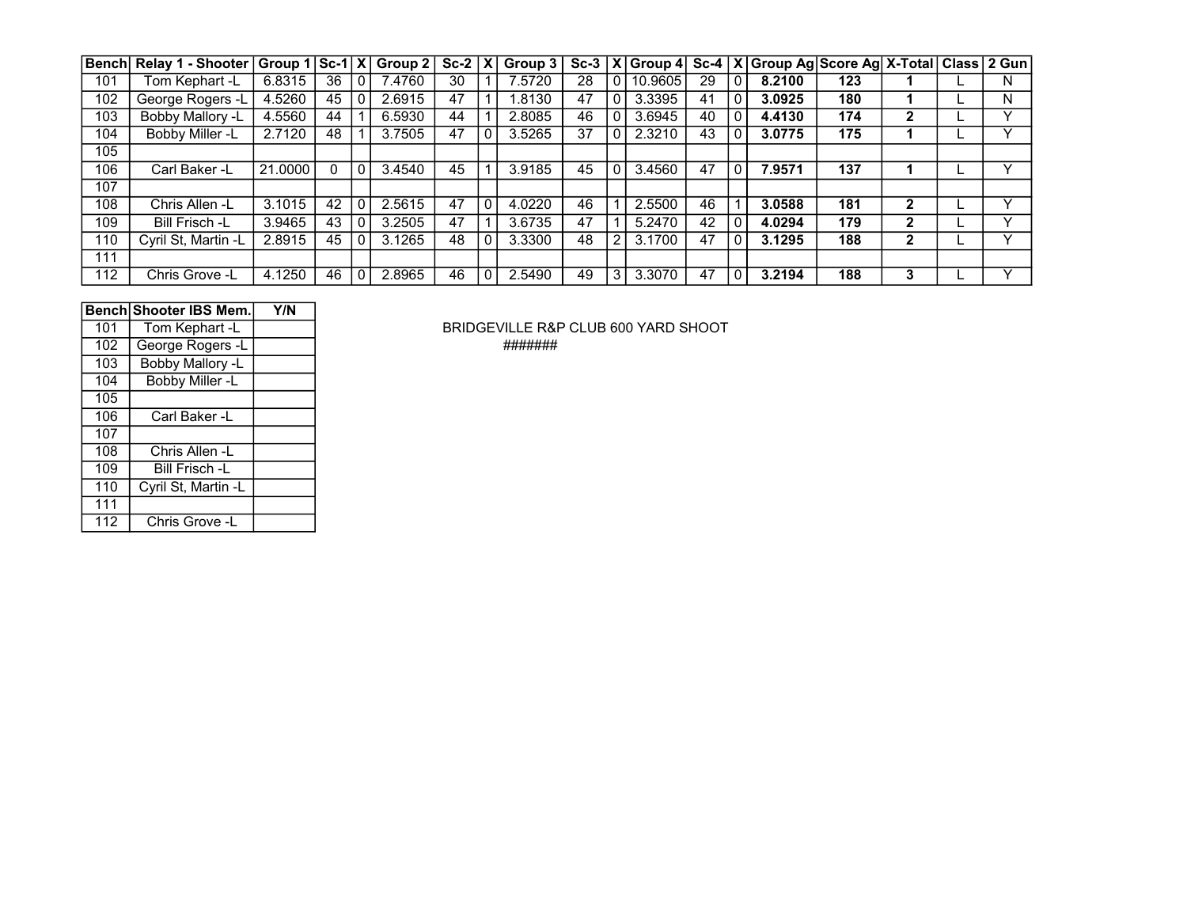| Bench | Relay 1 - Shooter | Group 1 | Sc-1 | X | Group 2 | Sc-2 | X | Group 3 | Sc-3 | X | Group 4 | Sc-4 | X | Group Ag | Score Ag | X-Total | Class | 2 Gun |
|---|---|---|---|---|---|---|---|---|---|---|---|---|---|---|---|---|---|---|
| 101 | Tom Kephart -L | 6.8315 | 36 | 0 | 7.4760 | 30 | 1 | 7.5720 | 28 | 0 | 10.9605 | 29 | 0 | **8.2100** | **123** | **1** | L | N |
| 102 | George Rogers -L | 4.5260 | 45 | 0 | 2.6915 | 47 | 1 | 1.8130 | 47 | 0 | 3.3395 | 41 | 0 | **3.0925** | **180** | **1** | L | N |
| 103 | Bobby Mallory -L | 4.5560 | 44 | 1 | 6.5930 | 44 | 1 | 2.8085 | 46 | 0 | 3.6945 | 40 | 0 | **4.4130** | **174** | **2** | L | Y |
| 104 | Bobby Miller -L | 2.7120 | 48 | 1 | 3.7505 | 47 | 0 | 3.5265 | 37 | 0 | 2.3210 | 43 | 0 | **3.0775** | **175** | **1** | L | Y |
| 105 | | | | | | | | | | | | | | | | | | |
| 106 | Carl Baker -L | 21.0000 | 0 | 0 | 3.4540 | 45 | 1 | 3.9185 | 45 | 0 | 3.4560 | 47 | 0 | **7.9571** | **137** | **1** | L | Y |
| 107 | | | | | | | | | | | | | | | | | | |
| 108 | Chris Allen -L | 3.1015 | 42 | 0 | 2.5615 | 47 | 0 | 4.0220 | 46 | 1 | 2.5500 | 46 | 1 | **3.0588** | **181** | **2** | L | Y |
| 109 | Bill Frisch -L | 3.9465 | 43 | 0 | 3.2505 | 47 | 1 | 3.6735 | 47 | 1 | 5.2470 | 42 | 0 | **4.0294** | **179** | **2** | L | Y |
| 110 | Cyril St, Martin -L | 2.8915 | 45 | 0 | 3.1265 | 48 | 0 | 3.3300 | 48 | 2 | 3.1700 | 47 | 0 | **3.1295** | **188** | **2** | L | Y |
| 111 | | | | | | | | | | | | | | | | | | |
| 112 | Chris Grove -L | 4.1250 | 46 | 0 | 2.8965 | 46 | 0 | 2.5490 | 49 | 3 | 3.3070 | 47 | 0 | **3.2194** | **188** | **3** | L | Y |

| Bench | Shooter IBS Mem. | Y/N |
|---|---|---|
| 101 | Tom Kephart -L | |
| 102 | George Rogers -L | |
| 103 | Bobby Mallory -L | |
| 104 | Bobby Miller -L | |
| 105 | | |
| 106 | Carl Baker -L | |
| 107 | | |
| 108 | Chris Allen -L | |
| 109 | Bill Frisch -L | |
| 110 | Cyril St, Martin -L | |
| 111 | | |
| 112 | Chris Grove -L | |

BRIDGEVILLE R&P CLUB 600 YARD SHOOT

#######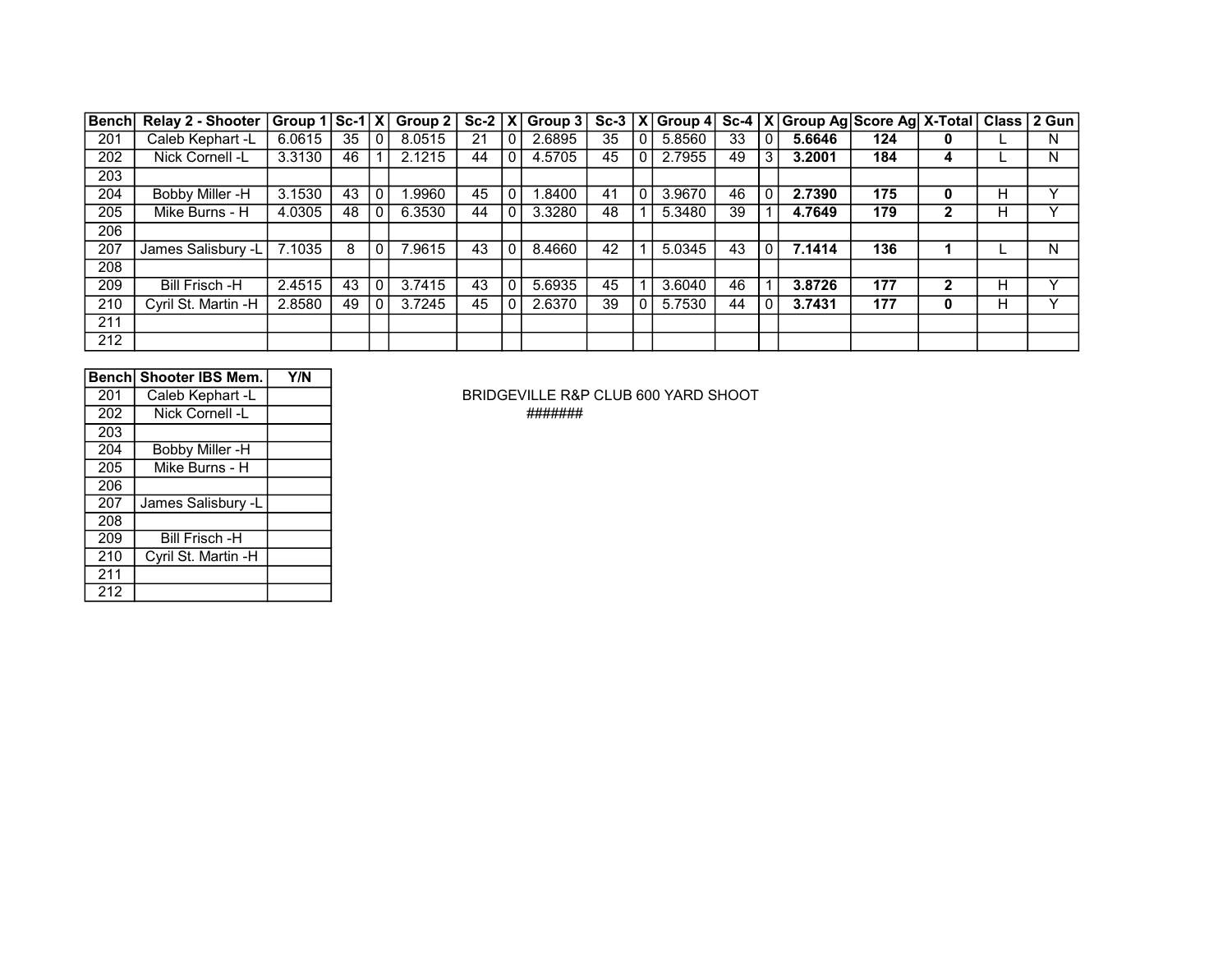| Bench | Relay 2 - Shooter | Group 1 | Sc-1 | X | Group 2 | Sc-2 | X | Group 3 | Sc-3 | X | Group 4 | Sc-4 | X | Group Ag | Score Ag | X-Total | Class | 2 Gun |
|---|---|---|---|---|---|---|---|---|---|---|---|---|---|---|---|---|---|---|
| 201 | Caleb Kephart -L | 6.0615 | 35 | 0 | 8.0515 | 21 | 0 | 2.6895 | 35 | 0 | 5.8560 | 33 | 0 | **5.6646** | **124** | **0** | L | N |
| 202 | Nick Cornell -L | 3.3130 | 46 | 1 | 2.1215 | 44 | 0 | 4.5705 | 45 | 0 | 2.7955 | 49 | 3 | **3.2001** | **184** | **4** | L | N |
| 203 | | | | | | | | | | | | | | | | | | |
| 204 | Bobby Miller -H | 3.1530 | 43 | 0 | 1.9960 | 45 | 0 | 1.8400 | 41 | 0 | 3.9670 | 46 | 0 | **2.7390** | **175** | **0** | H | Y |
| 205 | Mike Burns - H | 4.0305 | 48 | 0 | 6.3530 | 44 | 0 | 3.3280 | 48 | 1 | 5.3480 | 39 | 1 | **4.7649** | **179** | **2** | H | Y |
| 206 | | | | | | | | | | | | | | | | | | |
| 207 | James Salisbury -L | 7.1035 | 8 | 0 | 7.9615 | 43 | 0 | 8.4660 | 42 | 1 | 5.0345 | 43 | 0 | **7.1414** | **136** | **1** | L | N |
| 208 | | | | | | | | | | | | | | | | | | |
| 209 | Bill Frisch -H | 2.4515 | 43 | 0 | 3.7415 | 43 | 0 | 5.6935 | 45 | 1 | 3.6040 | 46 | 1 | **3.8726** | **177** | **2** | H | Y |
| 210 | Cyril St. Martin -H | 2.8580 | 49 | 0 | 3.7245 | 45 | 0 | 2.6370 | 39 | 0 | 5.7530 | 44 | 0 | **3.7431** | **177** | **0** | H | Y |
| 211 | | | | | | | | | | | | | | | | | | |
| 212 | | | | | | | | | | | | | | | | | | |

| Bench | Shooter IBS Mem. | Y/N |
|---|---|---|
| 201 | Caleb Kephart -L | |
| 202 | Nick Cornell -L | |
| 203 | | |
| 204 | Bobby Miller -H | |
| 205 | Mike Burns - H | |
| 206 | | |
| 207 | James Salisbury -L | |
| 208 | | |
| 209 | Bill Frisch -H | |
| 210 | Cyril St. Martin -H | |
| 211 | | |
| 212 | | |

BRIDGEVILLE R&P CLUB 600 YARD SHOOT

#######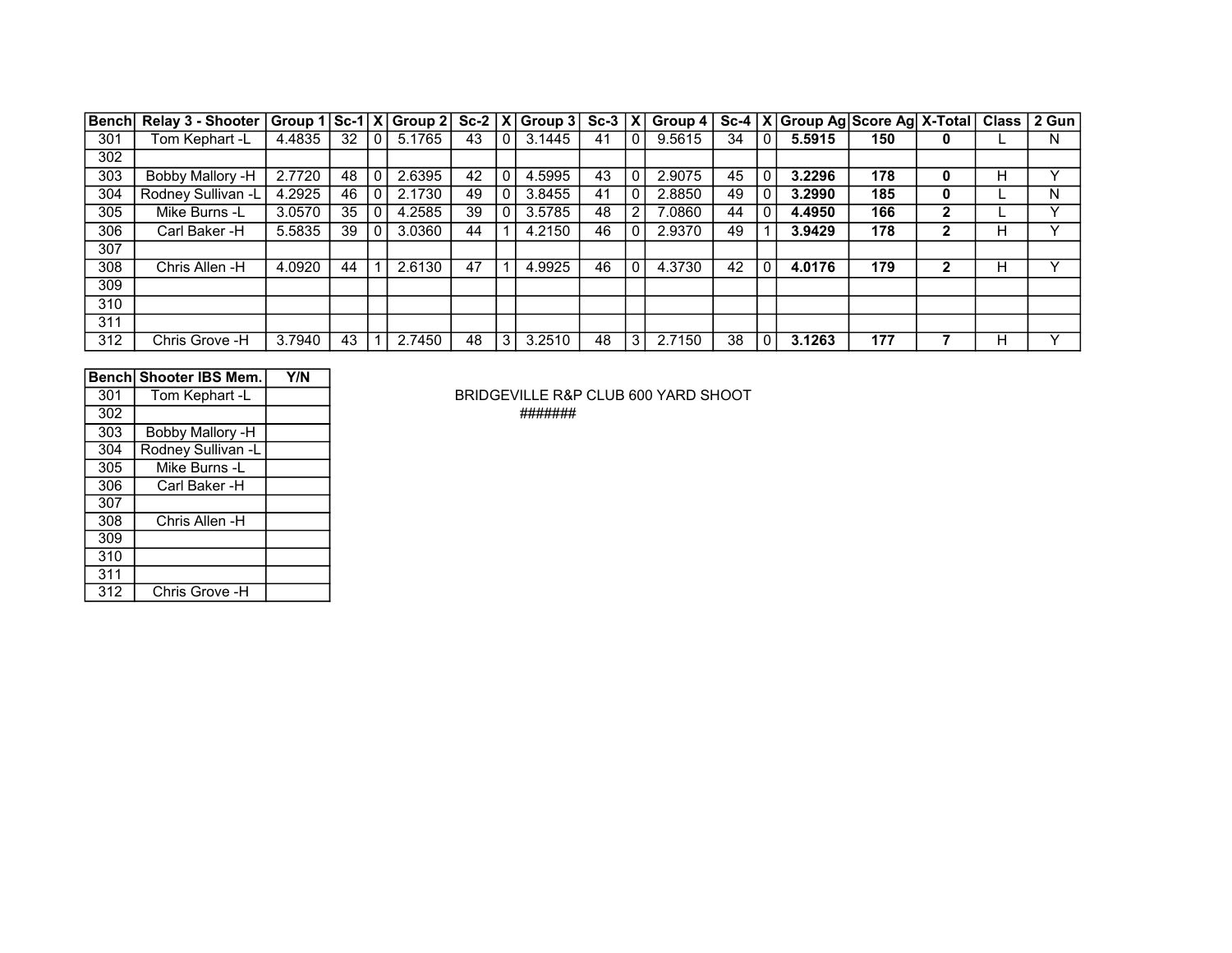| Bench | Relay 3 - Shooter | Group 1 | Sc-1 | X | Group 2 | Sc-2 | X | Group 3 | Sc-3 | X | Group 4 | Sc-4 | X | Group Ag | Score Ag | X-Total | Class | 2 Gun |
|---|---|---|---|---|---|---|---|---|---|---|---|---|---|---|---|---|---|---|
| 301 | Tom Kephart -L | 4.4835 | 32 | 0 | 5.1765 | 43 | 0 | 3.1445 | 41 | 0 | 9.5615 | 34 | 0 | **5.5915** | **150** | **0** | L | N |
| 302 | | | | | | | | | | | | | | | | | | |
| 303 | Bobby Mallory -H | 2.7720 | 48 | 0 | 2.6395 | 42 | 0 | 4.5995 | 43 | 0 | 2.9075 | 45 | 0 | **3.2296** | **178** | **0** | H | Y |
| 304 | Rodney Sullivan -L | 4.2925 | 46 | 0 | 2.1730 | 49 | 0 | 3.8455 | 41 | 0 | 2.8850 | 49 | 0 | **3.2990** | **185** | **0** | L | N |
| 305 | Mike Burns -L | 3.0570 | 35 | 0 | 4.2585 | 39 | 0 | 3.5785 | 48 | 2 | 7.0860 | 44 | 0 | **4.4950** | **166** | **2** | L | Y |
| 306 | Carl Baker -H | 5.5835 | 39 | 0 | 3.0360 | 44 | 1 | 4.2150 | 46 | 0 | 2.9370 | 49 | 1 | **3.9429** | **178** | **2** | H | Y |
| 307 | | | | | | | | | | | | | | | | | | |
| 308 | Chris Allen -H | 4.0920 | 44 | 1 | 2.6130 | 47 | 1 | 4.9925 | 46 | 0 | 4.3730 | 42 | 0 | **4.0176** | **179** | **2** | H | Y |
| 309 | | | | | | | | | | | | | | | | | | |
| 310 | | | | | | | | | | | | | | | | | | |
| 311 | | | | | | | | | | | | | | | | | | |
| 312 | Chris Grove -H | 3.7940 | 43 | 1 | 2.7450 | 48 | 3 | 3.2510 | 48 | 3 | 2.7150 | 38 | 0 | **3.1263** | **177** | **7** | H | Y |

| Bench | Shooter IBS Mem. | Y/N |
|---|---|---|
| 301 | Tom Kephart -L | |
| 302 | | |
| 303 | Bobby Mallory -H | |
| 304 | Rodney Sullivan -L | |
| 305 | Mike Burns -L | |
| 306 | Carl Baker -H | |
| 307 | | |
| 308 | Chris Allen -H | |
| 309 | | |
| 310 | | |
| 311 | | |
| 312 | Chris Grove -H | |

BRIDGEVILLE R&P CLUB 600 YARD SHOOT

#######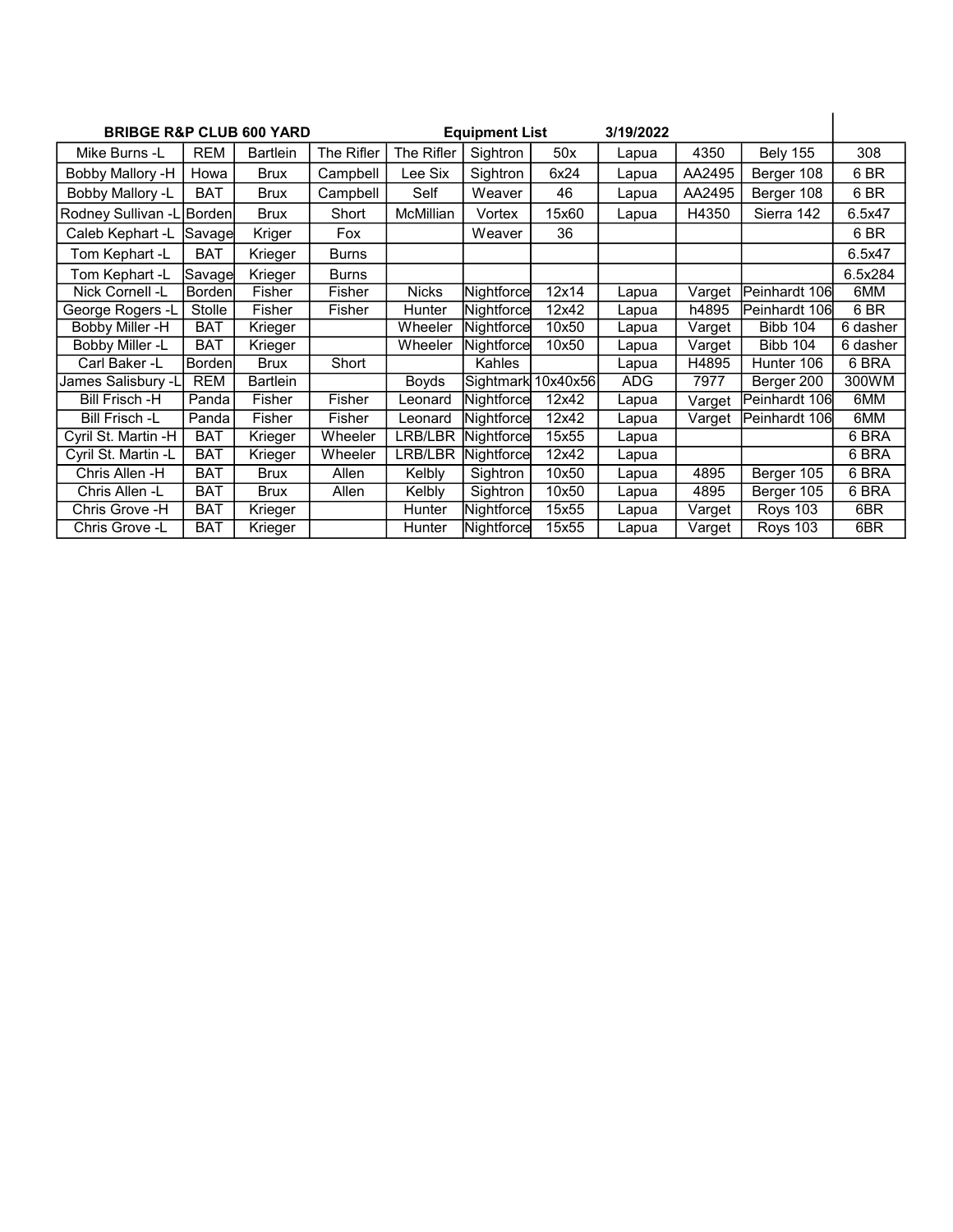**BRIBGE R&P CLUB 600 YARD** **Equipment List** **3/19/2022**

| | | | | | | | | | | |
|---|---|---|---|---|---|---|---|---|---|---|
| Mike Burns -L | REM | Bartlein | The Rifler | The Rifler | Sightron | 50x | Lapua | 4350 | Bely 155 | 308 |
| Bobby Mallory -H | Howa | Brux | Campbell | Lee Six | Sightron | 6x24 | Lapua | AA2495 | Berger 108 | 6 BR |
| Bobby Mallory -L | BAT | Brux | Campbell | Self | Weaver | 46 | Lapua | AA2495 | Berger 108 | 6 BR |
| Rodney Sullivan -L | Borden | Brux | Short | McMillian | Vortex | 15x60 | Lapua | H4350 | Sierra 142 | 6.5x47 |
| Caleb Kephart -L | Savage | Kriger | Fox | | Weaver | 36 | | | | 6 BR |
| Tom Kephart -L | BAT | Krieger | Burns | | | | | | | 6.5x47 |
| Tom Kephart -L | Savage | Krieger | Burns | | | | | | | 6.5x284 |
| Nick Cornell -L | Borden | Fisher | Fisher | Nicks | Nightforce | 12x14 | Lapua | Varget | Peinhardt 106 | 6MM |
| George Rogers -L | Stolle | Fisher | Fisher | Hunter | Nightforce | 12x42 | Lapua | h4895 | Peinhardt 106 | 6 BR |
| Bobby Miller -H | BAT | Krieger | | Wheeler | Nightforce | 10x50 | Lapua | Varget | Bibb 104 | 6 dasher |
| Bobby Miller -L | BAT | Krieger | | Wheeler | Nightforce | 10x50 | Lapua | Varget | Bibb 104 | 6 dasher |
| Carl Baker -L | Borden | Brux | Short | | Kahles | | Lapua | H4895 | Hunter 106 | 6 BRA |
| James Salisbury -L | REM | Bartlein | | Boyds | Sightmark | 10x40x56 | ADG | 7977 | Berger 200 | 300WM |
| Bill Frisch -H | Panda | Fisher | Fisher | Leonard | Nightforce | 12x42 | Lapua | Varget | Peinhardt 106 | 6MM |
| Bill Frisch -L | Panda | Fisher | Fisher | Leonard | Nightforce | 12x42 | Lapua | Varget | Peinhardt 106 | 6MM |
| Cyril St. Martin -H | BAT | Krieger | Wheeler | LRB/LBR | Nightforce | 15x55 | Lapua | | | 6 BRA |
| Cyril St. Martin -L | BAT | Krieger | Wheeler | LRB/LBR | Nightforce | 12x42 | Lapua | | | 6 BRA |
| Chris Allen -H | BAT | Brux | Allen | Kelbly | Sightron | 10x50 | Lapua | 4895 | Berger 105 | 6 BRA |
| Chris Allen -L | BAT | Brux | Allen | Kelbly | Sightron | 10x50 | Lapua | 4895 | Berger 105 | 6 BRA |
| Chris Grove -H | BAT | Krieger | | Hunter | Nightforce | 15x55 | Lapua | Varget | Roys 103 | 6BR |
| Chris Grove -L | BAT | Krieger | | Hunter | Nightforce | 15x55 | Lapua | Varget | Roys 103 | 6BR |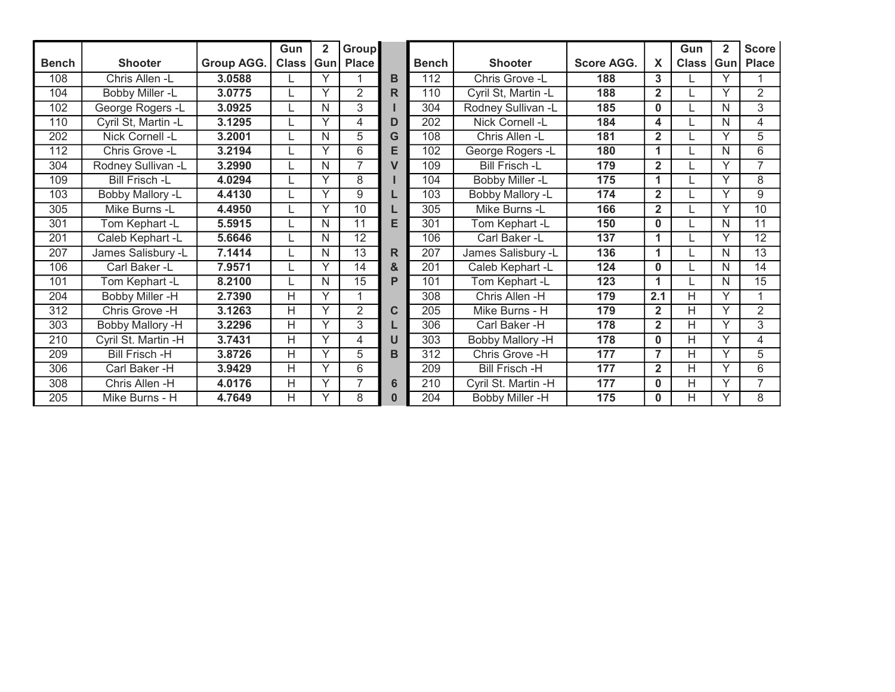| Bench | Shooter | Group AGG. | Gun Class | 2 Gun | Group Place |
|---|---|---|---|---|---|
| 108 | Chris Allen -L | **3.0588** | L | Y | 1 |
| 104 | Bobby Miller -L | **3.0775** | L | Y | 2 |
| 102 | George Rogers -L | **3.0925** | L | N | 3 |
| 110 | Cyril St, Martin -L | **3.1295** | L | Y | 4 |
| 202 | Nick Cornell -L | **3.2001** | L | N | 5 |
| 112 | Chris Grove -L | **3.2194** | L | Y | 6 |
| 304 | Rodney Sullivan -L | **3.2990** | L | N | 7 |
| 109 | Bill Frisch -L | **4.0294** | L | Y | 8 |
| 103 | Bobby Mallory -L | **4.4130** | L | Y | 9 |
| 305 | Mike Burns -L | **4.4950** | L | Y | 10 |
| 301 | Tom Kephart -L | **5.5915** | L | N | 11 |
| 201 | Caleb Kephart -L | **5.6646** | L | N | 12 |
| 207 | James Salisbury -L | **7.1414** | L | N | 13 |
| 106 | Carl Baker -L | **7.9571** | L | Y | 14 |
| 101 | Tom Kephart -L | **8.2100** | L | N | 15 |
| 204 | Bobby Miller -H | **2.7390** | H | Y | 1 |
| 312 | Chris Grove -H | **3.1263** | H | Y | 2 |
| 303 | Bobby Mallory -H | **3.2296** | H | Y | 3 |
| 210 | Cyril St. Martin -H | **3.7431** | H | Y | 4 |
| 209 | Bill Frisch -H | **3.8726** | H | Y | 5 |
| 306 | Carl Baker -H | **3.9429** | H | Y | 6 |
| 308 | Chris Allen -H | **4.0176** | H | Y | 7 |
| 205 | Mike Burns - H | **4.7649** | H | Y | 8 |

**BRIDGEVILLE R&P CLUB 60**

| Bench | Shooter | Score AGG. | X | Gun Class | 2 Gun | Score Place |
|---|---|---|---|---|---|---|
| 112 | Chris Grove -L | **188** | **3** | L | Y | 1 |
| 110 | Cyril St, Martin -L | **188** | **2** | L | Y | 2 |
| 304 | Rodney Sullivan -L | **185** | **0** | L | N | 3 |
| 202 | Nick Cornell -L | **184** | **4** | L | N | 4 |
| 108 | Chris Allen -L | **181** | **2** | L | Y | 5 |
| 102 | George Rogers -L | **180** | **1** | L | N | 6 |
| 109 | Bill Frisch -L | **179** | **2** | L | Y | 7 |
| 104 | Bobby Miller -L | **175** | **1** | L | Y | 8 |
| 103 | Bobby Mallory -L | **174** | **2** | L | Y | 9 |
| 305 | Mike Burns -L | **166** | **2** | L | Y | 10 |
| 301 | Tom Kephart -L | **150** | **0** | L | N | 11 |
| 106 | Carl Baker -L | **137** | **1** | L | Y | 12 |
| 207 | James Salisbury -L | **136** | **1** | L | N | 13 |
| 201 | Caleb Kephart -L | **124** | **0** | L | N | 14 |
| 101 | Tom Kephart -L | **123** | **1** | L | N | 15 |
| 308 | Chris Allen -H | **179** | **2.1** | H | Y | 1 |
| 205 | Mike Burns - H | **179** | **2** | H | Y | 2 |
| 306 | Carl Baker -H | **178** | **2** | H | Y | 3 |
| 303 | Bobby Mallory -H | **178** | **0** | H | Y | 4 |
| 312 | Chris Grove -H | **177** | **7** | H | Y | 5 |
| 209 | Bill Frisch -H | **177** | **2** | H | Y | 6 |
| 210 | Cyril St. Martin -H | **177** | **0** | H | Y | 7 |
| 204 | Bobby Miller -H | **175** | **0** | H | Y | 8 |